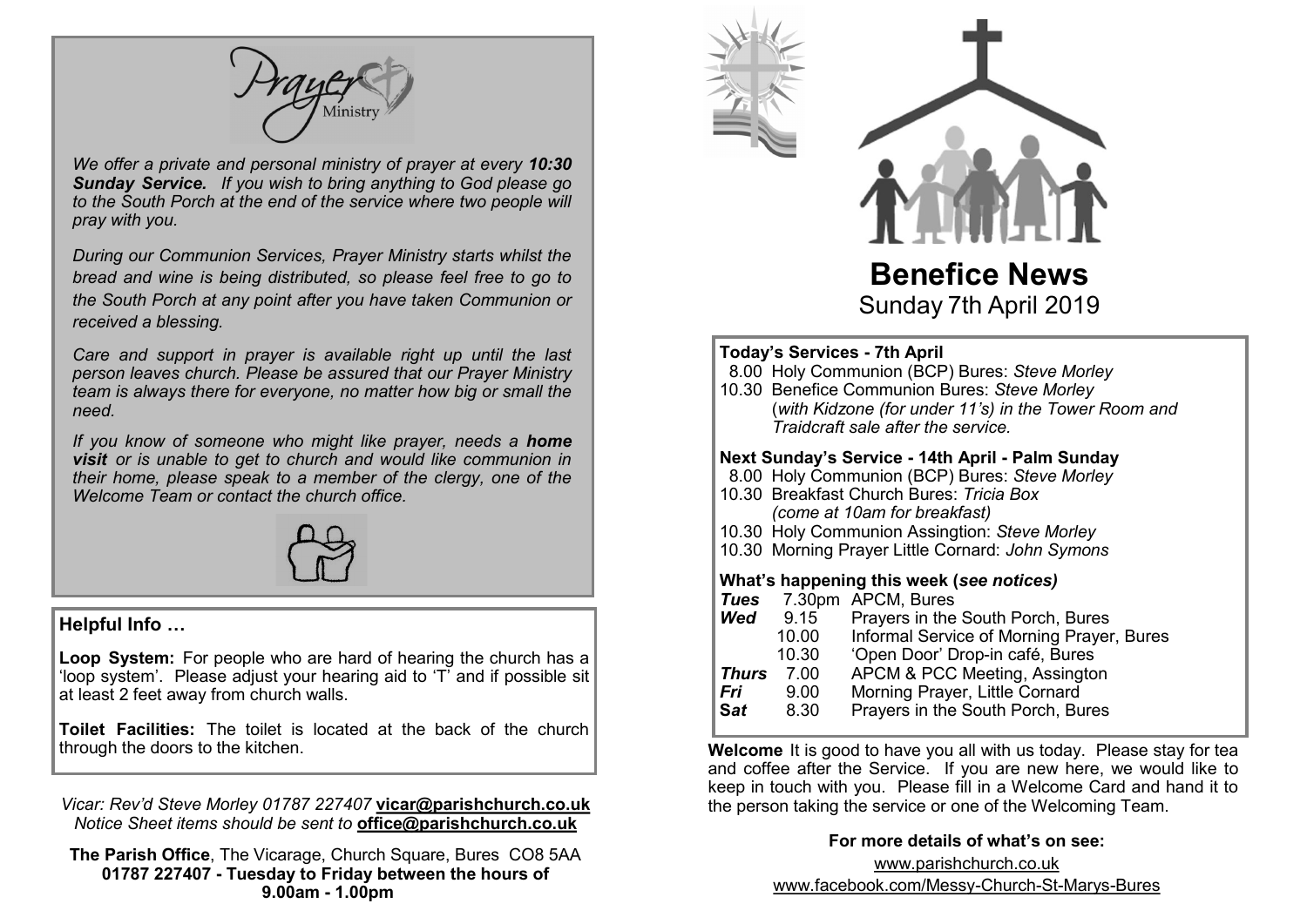*We offer a private and personal ministry of prayer at every **10:30 Sunday Service.** If you wish to bring anything to God please go to the South Porch at the end of the service where two people will pray with you.*

*During our Communion Services, Prayer Ministry starts whilst the bread and wine is being distributed, so please feel free to go to the South Porch at any point after you have taken Communion or received a blessing.*

*Care and support in prayer is available right up until the last person leaves church. Please be assured that our Prayer Ministry team is always there for everyone, no matter how big or small the need.*

*If you know of someone who might like prayer, needs a **home visit** or is unable to get to church and would like communion in their home, please speak to a member of the clergy, one of the Welcome Team or contact the church office.*

## Helpful Info …

**Loop System:** For people who are hard of hearing the church has a 'loop system'. Please adjust your hearing aid to 'T' and if possible sit at least 2 feet away from church walls.

**Toilet Facilities:** The toilet is located at the back of the church through the doors to the kitchen.

*Vicar: Rev'd Steve Morley 01787 227407* **vicar@parishchurch.co.uk**
*Notice Sheet items should be sent to* **office@parishchurch.co.uk**

**The Parish Office**, The Vicarage, Church Square, Bures CO8 5AA
**01787 227407 - Tuesday to Friday between the hours of 9.00am - 1.00pm**

# Benefice News

Sunday 7th April 2019

**Today's Services - 7th April**

8.00 Holy Communion (BCP) Bures: *Steve Morley*
10.30 Benefice Communion Bures: *Steve Morley*
(*with Kidzone (for under 11's) in the Tower Room and Traidcraft sale after the service.*

**Next Sunday's Service - 14th April - Palm Sunday**

8.00 Holy Communion (BCP) Bures: *Steve Morley*
10.30 Breakfast Church Bures: *Tricia Box*
*(come at 10am for breakfast)*
10.30 Holy Communion Assingtion: *Steve Morley*
10.30 Morning Prayer Little Cornard: *John Symons*

**What's happening this week (*see notices)***

| | | |
|---|---|---|
| ***Tues*** | 7.30pm | APCM, Bures |
| ***Wed*** | 9.15 | Prayers in the South Porch, Bures |
| | 10.00 | Informal Service of Morning Prayer, Bures |
| | 10.30 | 'Open Door' Drop-in café, Bures |
| ***Thurs*** | 7.00 | APCM & PCC Meeting, Assington |
| ***Fri*** | 9.00 | Morning Prayer, Little Cornard |
| ***Sat*** | 8.30 | Prayers in the South Porch, Bures |

**Welcome** It is good to have you all with us today. Please stay for tea and coffee after the Service. If you are new here, we would like to keep in touch with you. Please fill in a Welcome Card and hand it to the person taking the service or one of the Welcoming Team.

**For more details of what's on see:**

www.parishchurch.co.uk
www.facebook.com/Messy-Church-St-Marys-Bures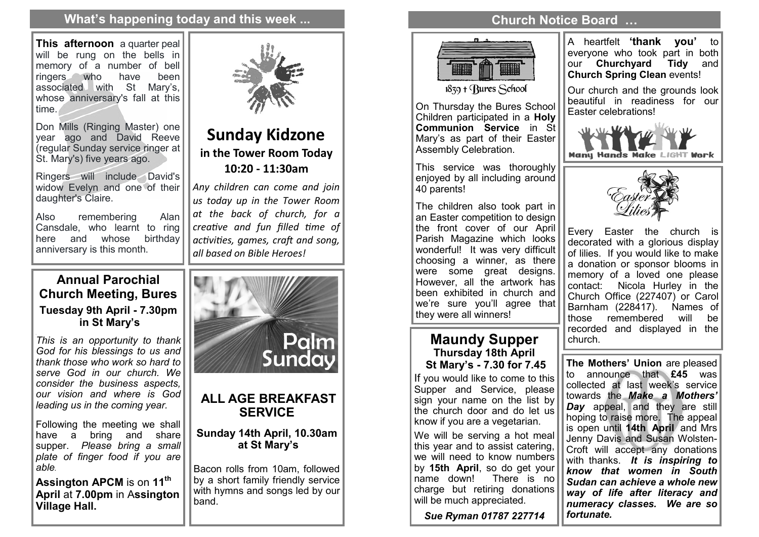## What's happening today and this week ...

**This afternoon** a quarter peal will be rung on the bells in memory of a number of bell ringers who have been associated with St Mary's, whose anniversary's fall at this time.

Don Mills (Ringing Master) one year ago and David Reeve (regular Sunday service ringer at St. Mary's) five years ago.

Ringers will include David's widow Evelyn and one of their daughter's Claire.

Also remembering Alan Cansdale, who learnt to ring here and whose birthday anniversary is this month.

### Sunday Kidzone

**in the Tower Room Today**

**10:20 - 11:30am**

*Any children can come and join us today up in the Tower Room at the back of church, for a creative and fun filled time of activities, games, craft and song, all based on Bible Heroes!*

### Annual Parochial Church Meeting, Bures

**Tuesday 9th April - 7.30pm in St Mary's**

*This is an opportunity to thank God for his blessings to us and thank those who work so hard to serve God in our church. We consider the business aspects, our vision and where is God leading us in the coming year.*

Following the meeting we shall have a bring and share supper. *Please bring a small plate of finger food if you are able.*

**Assington APCM** is on **11th April** at **7.00pm** in A**ssington Village Hall.**

Palm Sunday

### ALL AGE BREAKFAST SERVICE

**Sunday 14th April, 10.30am at St Mary's**

Bacon rolls from 10am, followed by a short family friendly service with hymns and songs led by our band.

## Church Notice Board …

1839 † Bures School

On Thursday the Bures School Children participated in a **Holy Communion Service** in St Mary's as part of their Easter Assembly Celebration.

This service was thoroughly enjoyed by all including around 40 parents!

The children also took part in an Easter competition to design the front cover of our April Parish Magazine which looks wonderful! It was very difficult choosing a winner, as there were some great designs. However, all the artwork has been exhibited in church and we're sure you'll agree that they were all winners!

### Maundy Supper

**Thursday 18th April**
**St Mary's - 7.30 for 7.45**

If you would like to come to this Supper and Service, please sign your name on the list by the church door and do let us know if you are a vegetarian.

We will be serving a hot meal this year and to assist catering, we will need to know numbers by **15th April**, so do get your name down! There is no charge but retiring donations will be much appreciated.

***Sue Ryman 01787 227714***

A heartfelt **'thank you'** to everyone who took part in both our **Churchyard Tidy** and **Church Spring Clean** events!

Our church and the grounds look beautiful in readiness for our Easter celebrations!

Many Hands Make LIGHT Work

Easter Lilies

Every Easter the church is decorated with a glorious display of lilies. If you would like to make a donation or sponsor blooms in memory of a loved one please contact: Nicola Hurley in the Church Office (227407) or Carol Barnham (228417). Names of those remembered will be recorded and displayed in the church.

**The Mothers' Union** are pleased to announce that **£45** was collected at last week's service towards the ***Make a Mothers' Day*** appeal, and they are still hoping to raise more. The appeal is open until **14th April** and Mrs Jenny Davis and Susan Wolsten-Croft will accept any donations with thanks. ***It is inspiring to know that women in South Sudan can achieve a whole new way of life after literacy and numeracy classes. We are so fortunate.***